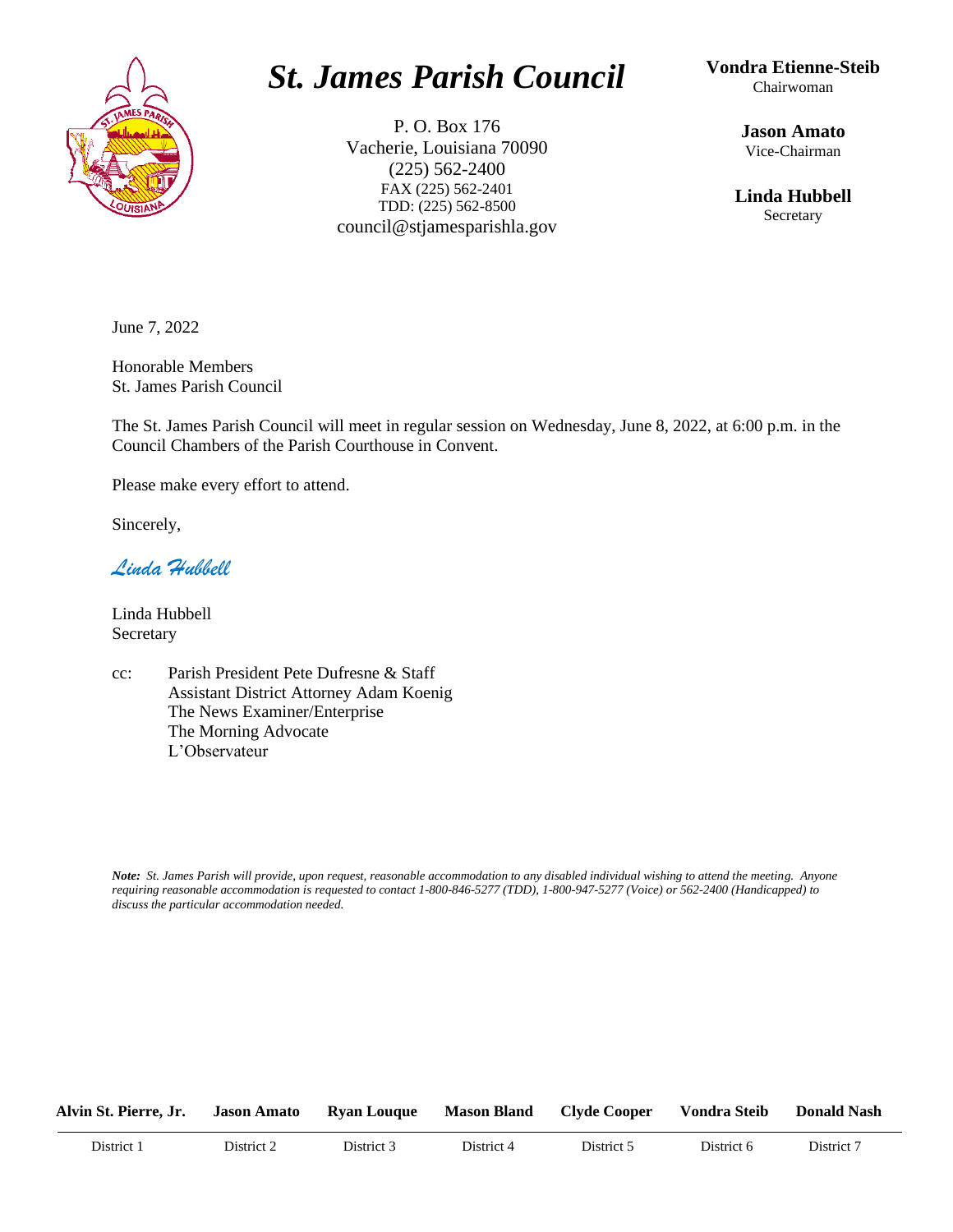# *St. James Parish Council*

P. O. Box 176
Vacherie, Louisiana 70090
(225) 562-2400
FAX (225) 562-2401
TDD: (225) 562-8500
council@stjamesparishla.gov

**Vondra Etienne-Steib**
Chairwoman

**Jason Amato**
Vice-Chairman

**Linda Hubbell**
Secretary

June 7, 2022

Honorable Members
St. James Parish Council

The St. James Parish Council will meet in regular session on Wednesday, June 8, 2022, at 6:00 p.m. in the Council Chambers of the Parish Courthouse in Convent.

Please make every effort to attend.

Sincerely,

*Linda Hubbell*

Linda Hubbell
Secretary

cc: Parish President Pete Dufresne & Staff
Assistant District Attorney Adam Koenig
The News Examiner/Enterprise
The Morning Advocate
L'Observateur

***Note:** St. James Parish will provide, upon request, reasonable accommodation to any disabled individual wishing to attend the meeting. Anyone requiring reasonable accommodation is requested to contact 1-800-846-5277 (TDD), 1-800-947-5277 (Voice) or 562-2400 (Handicapped) to discuss the particular accommodation needed.*

| **Alvin St. Pierre, Jr.** | **Jason Amato** | **Ryan Louque** | **Mason Bland** | **Clyde Cooper** | **Vondra Steib** | **Donald Nash** |
|---|---|---|---|---|---|---|
| District 1 | District 2 | District 3 | District 4 | District 5 | District 6 | District 7 |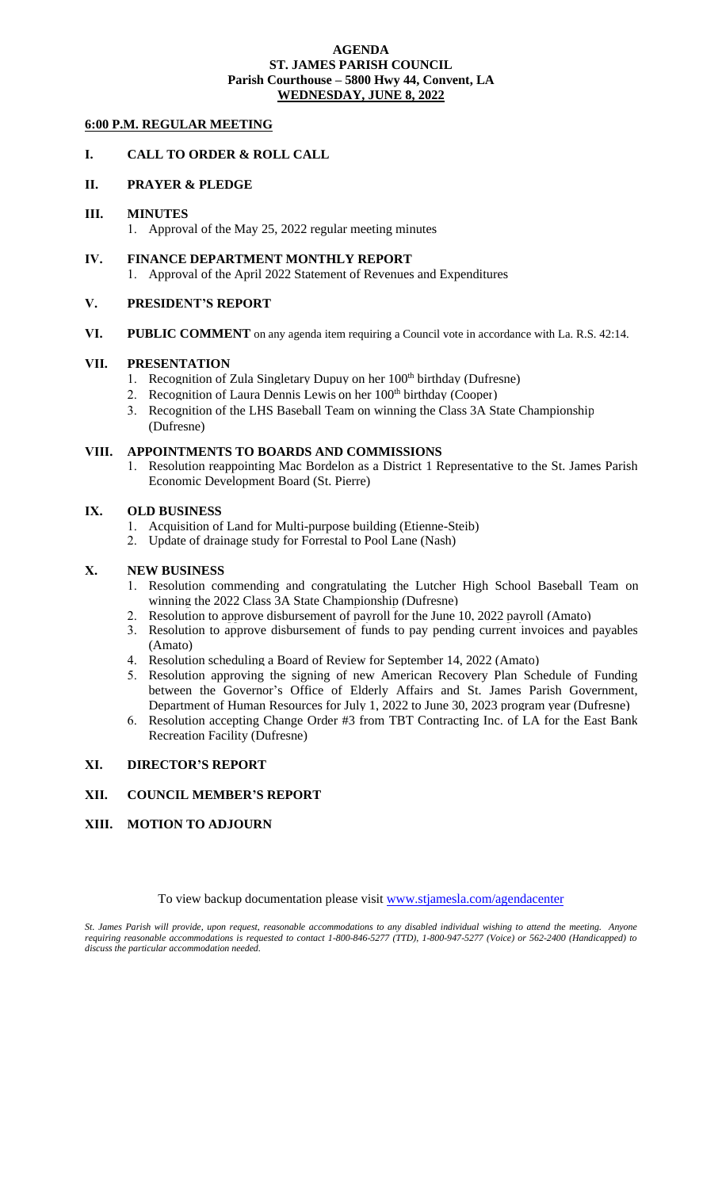# AGENDA
## ST. JAMES PARISH COUNCIL
### Parish Courthouse – 5800 Hwy 44, Convent, LA
### WEDNESDAY, JUNE 8, 2022

**6:00 P.M. REGULAR MEETING**

**I. CALL TO ORDER & ROLL CALL**

**II. PRAYER & PLEDGE**

**III. MINUTES**

1. Approval of the May 25, 2022 regular meeting minutes

**IV. FINANCE DEPARTMENT MONTHLY REPORT**

1. Approval of the April 2022 Statement of Revenues and Expenditures

**V. PRESIDENT'S REPORT**

**VI. PUBLIC COMMENT** on any agenda item requiring a Council vote in accordance with La. R.S. 42:14.

**VII. PRESENTATION**

1. Recognition of Zula Singletary Dupuy on her 100th birthday (Dufresne)
2. Recognition of Laura Dennis Lewis on her 100th birthday (Cooper)
3. Recognition of the LHS Baseball Team on winning the Class 3A State Championship (Dufresne)

**VIII. APPOINTMENTS TO BOARDS AND COMMISSIONS**

1. Resolution reappointing Mac Bordelon as a District 1 Representative to the St. James Parish Economic Development Board (St. Pierre)

**IX. OLD BUSINESS**

1. Acquisition of Land for Multi-purpose building (Etienne-Steib)
2. Update of drainage study for Forrestal to Pool Lane (Nash)

**X. NEW BUSINESS**

1. Resolution commending and congratulating the Lutcher High School Baseball Team on winning the 2022 Class 3A State Championship (Dufresne)
2. Resolution to approve disbursement of payroll for the June 10, 2022 payroll (Amato)
3. Resolution to approve disbursement of funds to pay pending current invoices and payables (Amato)
4. Resolution scheduling a Board of Review for September 14, 2022 (Amato)
5. Resolution approving the signing of new American Recovery Plan Schedule of Funding between the Governor's Office of Elderly Affairs and St. James Parish Government, Department of Human Resources for July 1, 2022 to June 30, 2023 program year (Dufresne)
6. Resolution accepting Change Order #3 from TBT Contracting Inc. of LA for the East Bank Recreation Facility (Dufresne)

**XI. DIRECTOR'S REPORT**

**XII. COUNCIL MEMBER'S REPORT**

**XIII. MOTION TO ADJOURN**

To view backup documentation please visit www.stjamesla.com/agendacenter

*St. James Parish will provide, upon request, reasonable accommodations to any disabled individual wishing to attend the meeting. Anyone requiring reasonable accommodations is requested to contact 1-800-846-5277 (TTD), 1-800-947-5277 (Voice) or 562-2400 (Handicapped) to discuss the particular accommodation needed.*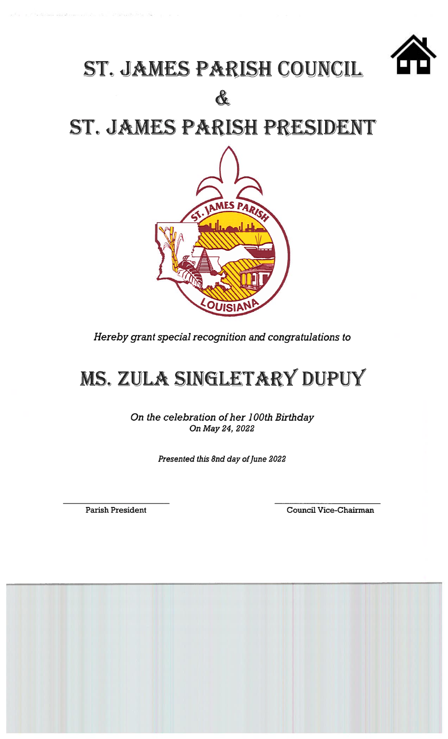# ST. JAMES PARISH COUNCIL

# &

# ST. JAMES PARISH PRESIDENT

*Hereby grant special recognition and congratulations to*

# MS. ZULA SINGLETARY DUPUY

*On the celebration of her 100th Birthday*
*On May 24, 2022*

*Presented this 8nd day of June 2022*

Parish President

Council Vice-Chairman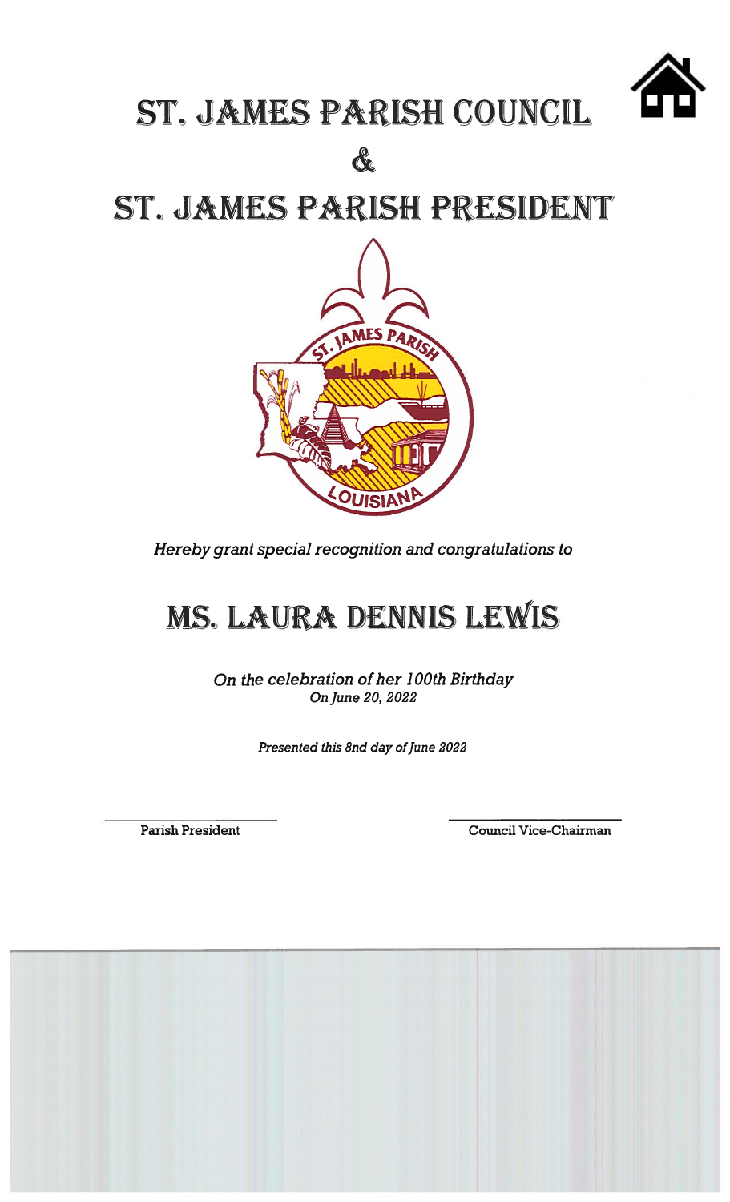# ST. JAMES PARISH COUNCIL

# &

# ST. JAMES PARISH PRESIDENT

*Hereby grant special recognition and congratulations to*

## MS. LAURA DENNIS LEWIS

*On the celebration of her 100th Birthday*
*On June 20, 2022*

*Presented this 8nd day of June 2022*

Parish President

Council Vice-Chairman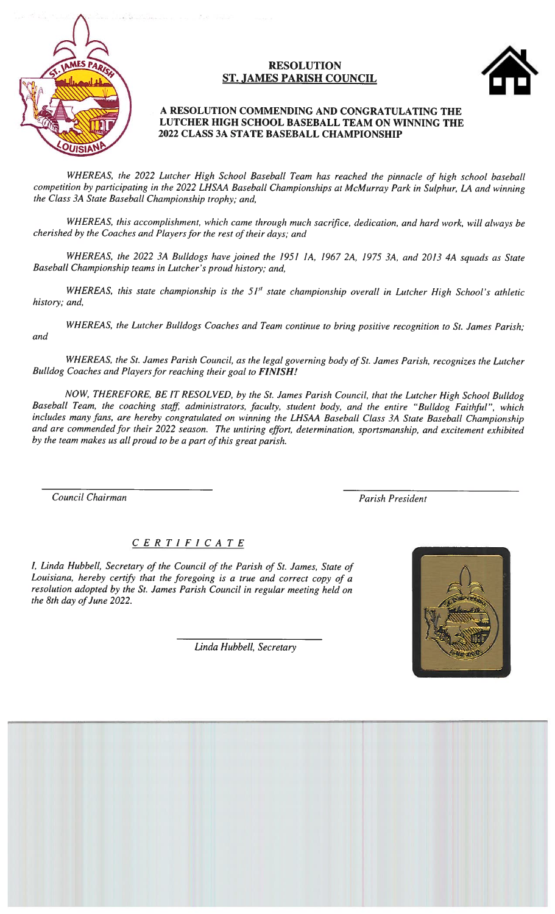# RESOLUTION
## ST. JAMES PARISH COUNCIL

### A RESOLUTION COMMENDING AND CONGRATULATING THE LUTCHER HIGH SCHOOL BASEBALL TEAM ON WINNING THE 2022 CLASS 3A STATE BASEBALL CHAMPIONSHIP

*WHEREAS, the 2022 Lutcher High School Baseball Team has reached the pinnacle of high school baseball competition by participating in the 2022 LHSAA Baseball Championships at McMurray Park in Sulphur, LA and winning the Class 3A State Baseball Championship trophy; and,*

*WHEREAS, this accomplishment, which came through much sacrifice, dedication, and hard work, will always be cherished by the Coaches and Players for the rest of their days; and*

*WHEREAS, the 2022 3A Bulldogs have joined the 1951 1A, 1967 2A, 1975 3A, and 2013 4A squads as State Baseball Championship teams in Lutcher's proud history; and,*

*WHEREAS, this state championship is the 51st state championship overall in Lutcher High School's athletic history; and,*

*WHEREAS, the Lutcher Bulldogs Coaches and Team continue to bring positive recognition to St. James Parish; and*

*WHEREAS, the St. James Parish Council, as the legal governing body of St. James Parish, recognizes the Lutcher Bulldog Coaches and Players for reaching their goal to **FINISH!***

*NOW, THEREFORE, BE IT RESOLVED, by the St. James Parish Council, that the Lutcher High School Bulldog Baseball Team, the coaching staff, administrators, faculty, student body, and the entire "Bulldog Faithful", which includes many fans, are hereby congratulated on winning the LHSAA Baseball Class 3A State Baseball Championship and are commended for their 2022 season. The untiring effort, determination, sportsmanship, and excitement exhibited by the team makes us all proud to be a part of this great parish.*

\_\_\_\_\_\_\_\_\_\_\_\_\_\_\_\_\_\_\_\_\_\_\_\_\_\_\_\_
*Council Chairman*

\_\_\_\_\_\_\_\_\_\_\_\_\_\_\_\_\_\_\_\_\_\_\_\_\_\_\_\_
*Parish President*

## *C E R T I F I C A T E*

*I, Linda Hubbell, Secretary of the Council of the Parish of St. James, State of Louisiana, hereby certify that the foregoing is a true and correct copy of a resolution adopted by the St. James Parish Council in regular meeting held on the 8th day of June 2022.*

\_\_\_\_\_\_\_\_\_\_\_\_\_\_\_\_\_\_\_\_\_\_\_\_\_\_\_\_
*Linda Hubbell, Secretary*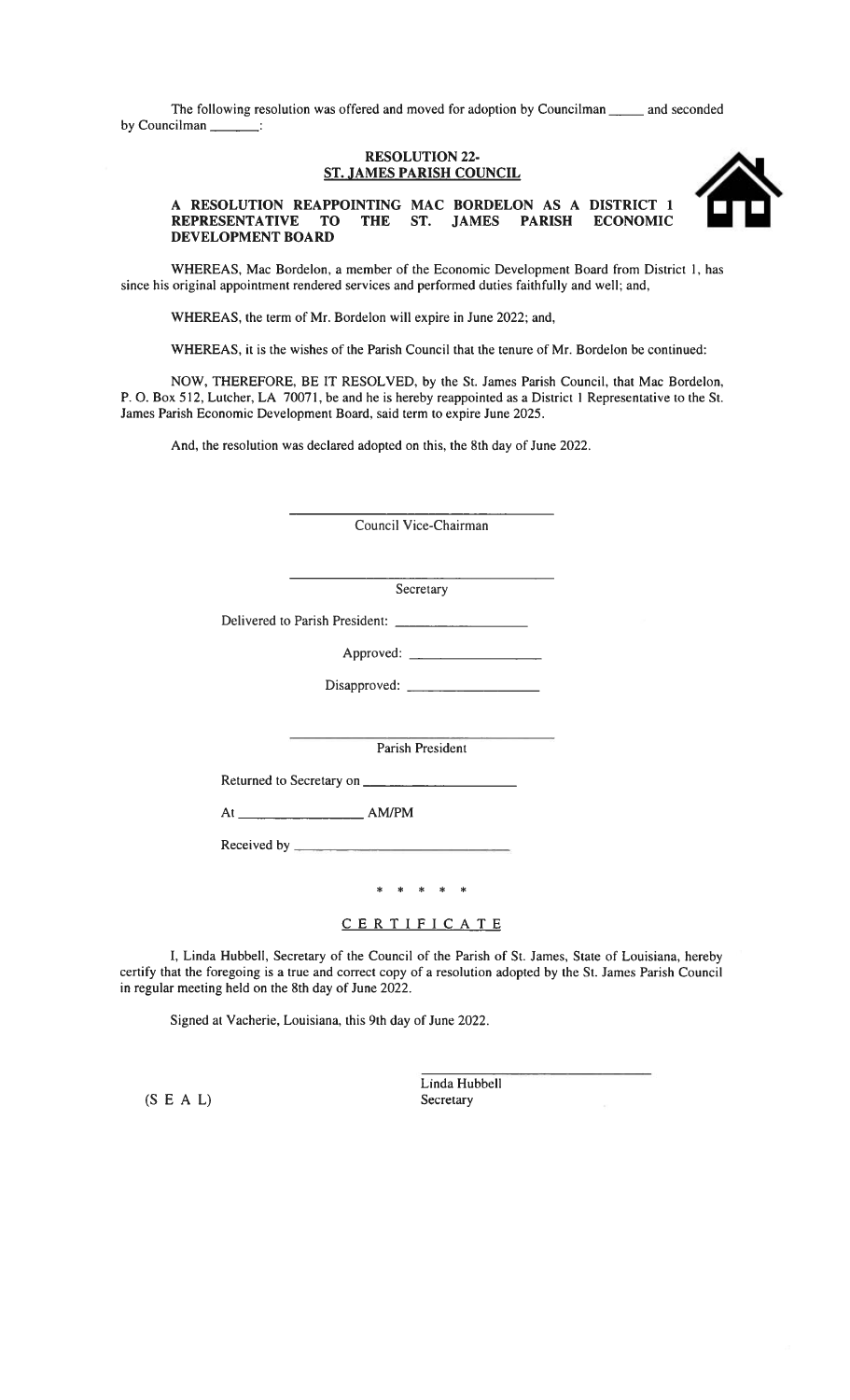The following resolution was offered and moved for adoption by Councilman _____ and seconded by Councilman _______:

**RESOLUTION 22-**
**ST. JAMES PARISH COUNCIL**

**A RESOLUTION REAPPOINTING MAC BORDELON AS A DISTRICT 1 REPRESENTATIVE TO THE ST. JAMES PARISH ECONOMIC DEVELOPMENT BOARD**

WHEREAS, Mac Bordelon, a member of the Economic Development Board from District 1, has since his original appointment rendered services and performed duties faithfully and well; and,

WHEREAS, the term of Mr. Bordelon will expire in June 2022; and,

WHEREAS, it is the wishes of the Parish Council that the tenure of Mr. Bordelon be continued:

NOW, THEREFORE, BE IT RESOLVED, by the St. James Parish Council, that Mac Bordelon, P. O. Box 512, Lutcher, LA 70071, be and he is hereby reappointed as a District 1 Representative to the St. James Parish Economic Development Board, said term to expire June 2025.

And, the resolution was declared adopted on this, the 8th day of June 2022.

_______________________________
Council Vice-Chairman

_______________________________
Secretary

Delivered to Parish President: __________________

Approved: __________________

Disapproved: __________________

_______________________________
Parish President

Returned to Secretary on ____________________

At ________________ AM/PM

Received by ____________________________

\* \* \* \* \*

CERTIFICATE

I, Linda Hubbell, Secretary of the Council of the Parish of St. James, State of Louisiana, hereby certify that the foregoing is a true and correct copy of a resolution adopted by the St. James Parish Council in regular meeting held on the 8th day of June 2022.

Signed at Vacherie, Louisiana, this 9th day of June 2022.

(S E A L)

_______________________________
Linda Hubbell
Secretary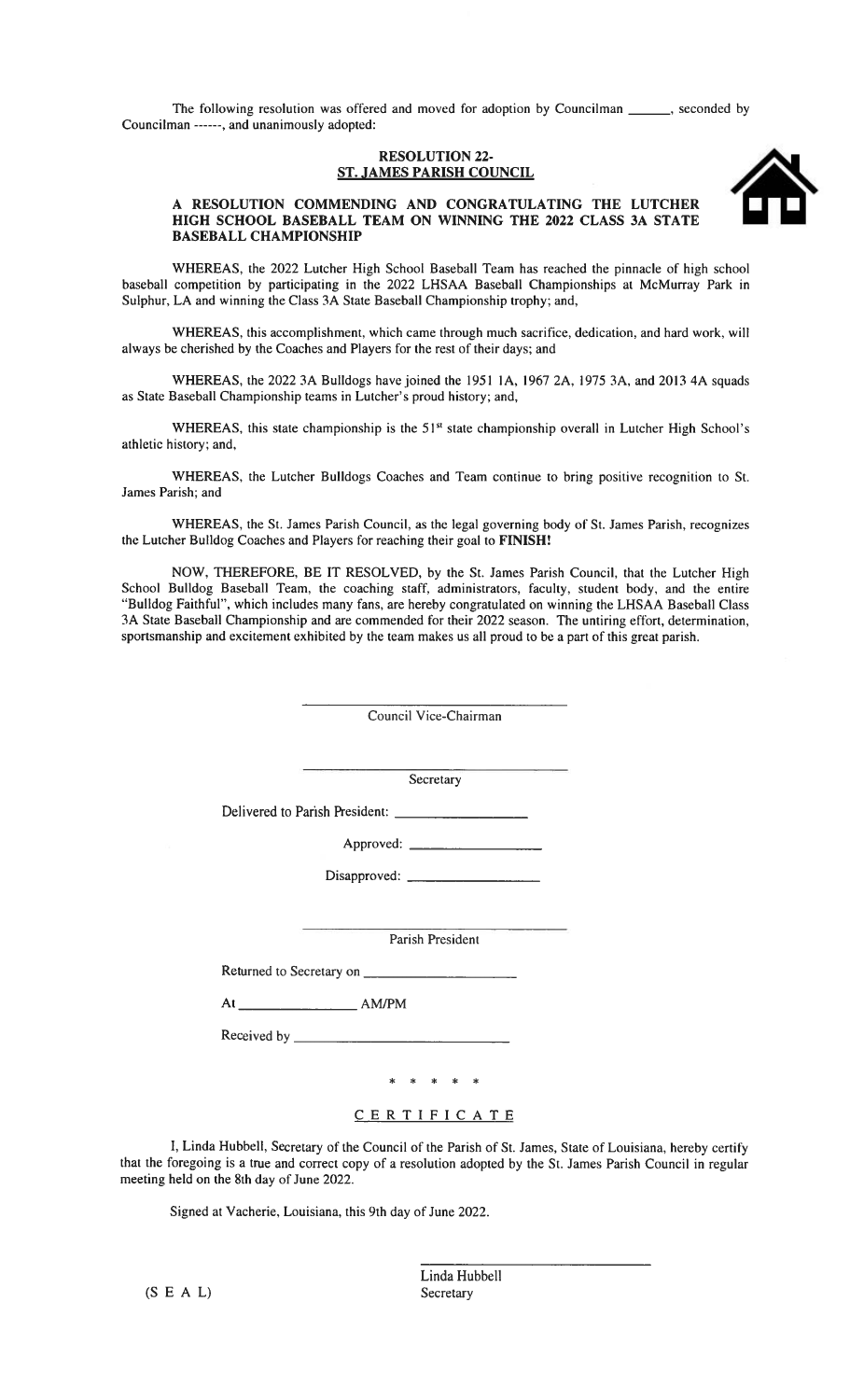The following resolution was offered and moved for adoption by Councilman ______, seconded by Councilman ------, and unanimously adopted:

**RESOLUTION 22-**
**ST. JAMES PARISH COUNCIL**

**A RESOLUTION COMMENDING AND CONGRATULATING THE LUTCHER HIGH SCHOOL BASEBALL TEAM ON WINNING THE 2022 CLASS 3A STATE BASEBALL CHAMPIONSHIP**

WHEREAS, the 2022 Lutcher High School Baseball Team has reached the pinnacle of high school baseball competition by participating in the 2022 LHSAA Baseball Championships at McMurray Park in Sulphur, LA and winning the Class 3A State Baseball Championship trophy; and,

WHEREAS, this accomplishment, which came through much sacrifice, dedication, and hard work, will always be cherished by the Coaches and Players for the rest of their days; and

WHEREAS, the 2022 3A Bulldogs have joined the 1951 1A, 1967 2A, 1975 3A, and 2013 4A squads as State Baseball Championship teams in Lutcher's proud history; and,

WHEREAS, this state championship is the 51st state championship overall in Lutcher High School's athletic history; and,

WHEREAS, the Lutcher Bulldogs Coaches and Team continue to bring positive recognition to St. James Parish; and

WHEREAS, the St. James Parish Council, as the legal governing body of St. James Parish, recognizes the Lutcher Bulldog Coaches and Players for reaching their goal to **FINISH!**

NOW, THEREFORE, BE IT RESOLVED, by the St. James Parish Council, that the Lutcher High School Bulldog Baseball Team, the coaching staff, administrators, faculty, student body, and the entire "Bulldog Faithful", which includes many fans, are hereby congratulated on winning the LHSAA Baseball Class 3A State Baseball Championship and are commended for their 2022 season. The untiring effort, determination, sportsmanship and excitement exhibited by the team makes us all proud to be a part of this great parish.

______________________________
Council Vice-Chairman

______________________________
Secretary

Delivered to Parish President: __________________

Approved: __________________

Disapproved: __________________

______________________________
Parish President

Returned to Secretary on ____________________

At ________________ AM/PM

Received by ____________________________

\* \* \* \* \*

CERTIFICATE

I, Linda Hubbell, Secretary of the Council of the Parish of St. James, State of Louisiana, hereby certify that the foregoing is a true and correct copy of a resolution adopted by the St. James Parish Council in regular meeting held on the 8th day of June 2022.

Signed at Vacherie, Louisiana, this 9th day of June 2022.

______________________________
Linda Hubbell
Secretary

(S E A L)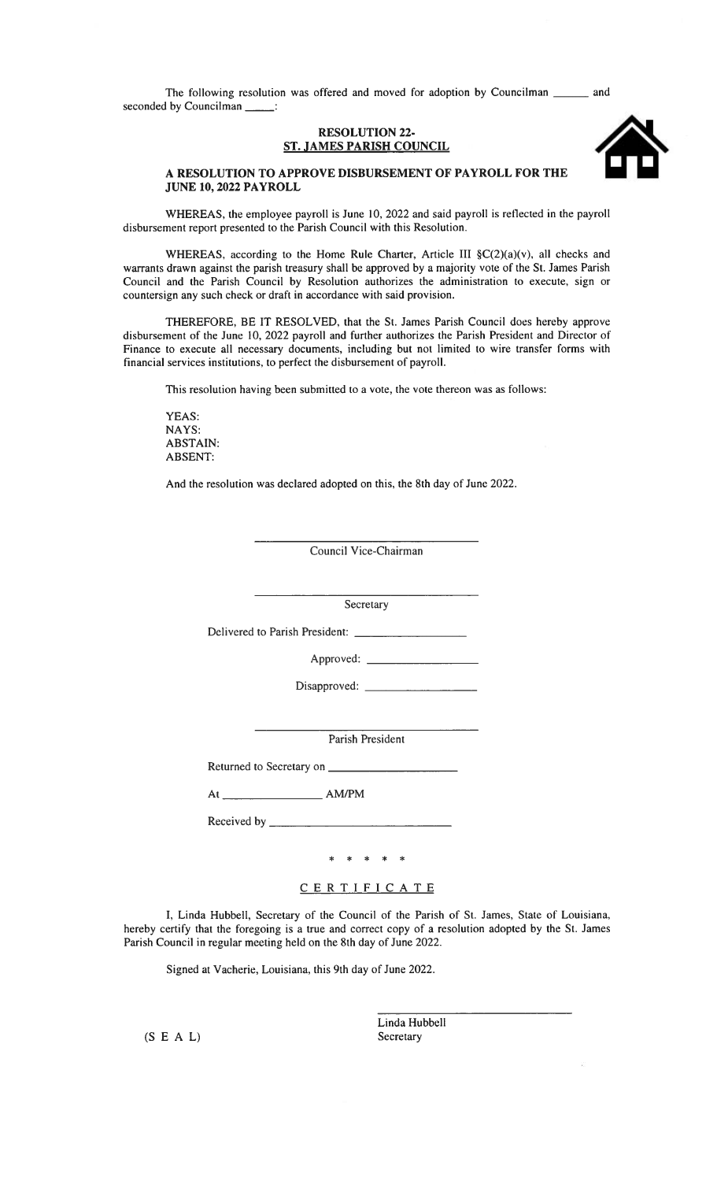The following resolution was offered and moved for adoption by Councilman ______ and seconded by Councilman _____:

**RESOLUTION 22-**
**ST. JAMES PARISH COUNCIL**

**A RESOLUTION TO APPROVE DISBURSEMENT OF PAYROLL FOR THE JUNE 10, 2022 PAYROLL**

WHEREAS, the employee payroll is June 10, 2022 and said payroll is reflected in the payroll disbursement report presented to the Parish Council with this Resolution.

WHEREAS, according to the Home Rule Charter, Article III §C(2)(a)(v), all checks and warrants drawn against the parish treasury shall be approved by a majority vote of the St. James Parish Council and the Parish Council by Resolution authorizes the administration to execute, sign or countersign any such check or draft in accordance with said provision.

THEREFORE, BE IT RESOLVED, that the St. James Parish Council does hereby approve disbursement of the June 10, 2022 payroll and further authorizes the Parish President and Director of Finance to execute all necessary documents, including but not limited to wire transfer forms with financial services institutions, to perfect the disbursement of payroll.

This resolution having been submitted to a vote, the vote thereon was as follows:

YEAS:
NAYS:
ABSTAIN:
ABSENT:

And the resolution was declared adopted on this, the 8th day of June 2022.

______________________________
Council Vice-Chairman

______________________________
Secretary

Delivered to Parish President: ________________

Approved: ________________

Disapproved: ________________

______________________________
Parish President

Returned to Secretary on ____________________

At _______________ AM/PM

Received by ____________________________

\* \* \* \* \*

CERTIFICATE

I, Linda Hubbell, Secretary of the Council of the Parish of St. James, State of Louisiana, hereby certify that the foregoing is a true and correct copy of a resolution adopted by the St. James Parish Council in regular meeting held on the 8th day of June 2022.

Signed at Vacherie, Louisiana, this 9th day of June 2022.

______________________________
Linda Hubbell
Secretary

(S E A L)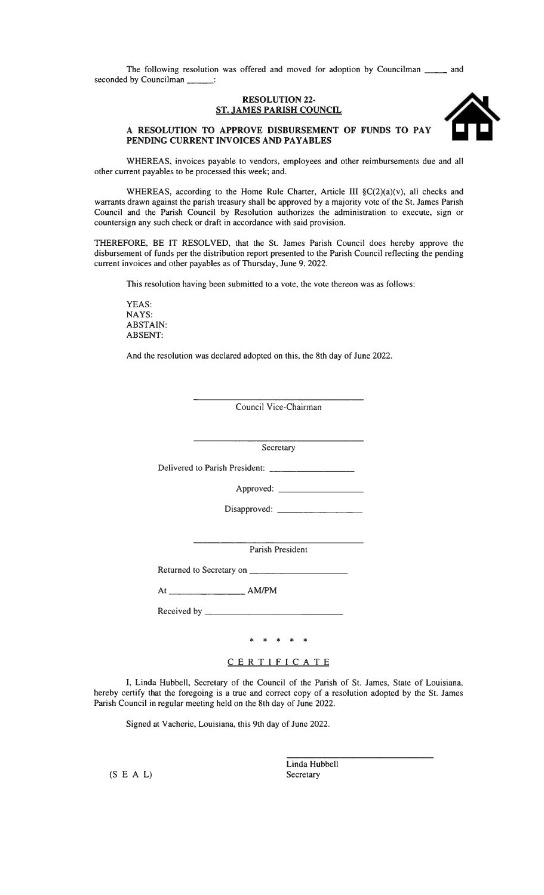The following resolution was offered and moved for adoption by Councilman _____ and seconded by Councilman ______:

**RESOLUTION 22-**
**ST. JAMES PARISH COUNCIL**

**A RESOLUTION TO APPROVE DISBURSEMENT OF FUNDS TO PAY PENDING CURRENT INVOICES AND PAYABLES**

WHEREAS, invoices payable to vendors, employees and other reimbursements due and all other current payables to be processed this week; and.

WHEREAS, according to the Home Rule Charter, Article III §C(2)(a)(v), all checks and warrants drawn against the parish treasury shall be approved by a majority vote of the St. James Parish Council and the Parish Council by Resolution authorizes the administration to execute, sign or countersign any such check or draft in accordance with said provision.

THEREFORE, BE IT RESOLVED, that the St. James Parish Council does hereby approve the disbursement of funds per the distribution report presented to the Parish Council reflecting the pending current invoices and other payables as of Thursday, June 9, 2022.

This resolution having been submitted to a vote, the vote thereon was as follows:

YEAS:
NAYS:
ABSTAIN:
ABSENT:

And the resolution was declared adopted on this, the 8th day of June 2022.

_______________________________
Council Vice-Chairman

_______________________________
Secretary

Delivered to Parish President: __________________

Approved: __________________

Disapproved: __________________

_______________________________
Parish President

Returned to Secretary on ____________________

At ________________ AM/PM

Received by ____________________________

\* \* \* \* \*

CERTIFICATE

I, Linda Hubbell, Secretary of the Council of the Parish of St. James, State of Louisiana, hereby certify that the foregoing is a true and correct copy of a resolution adopted by the St. James Parish Council in regular meeting held on the 8th day of June 2022.

Signed at Vacherie, Louisiana, this 9th day of June 2022.

_______________________________
Linda Hubbell
Secretary

(S E A L)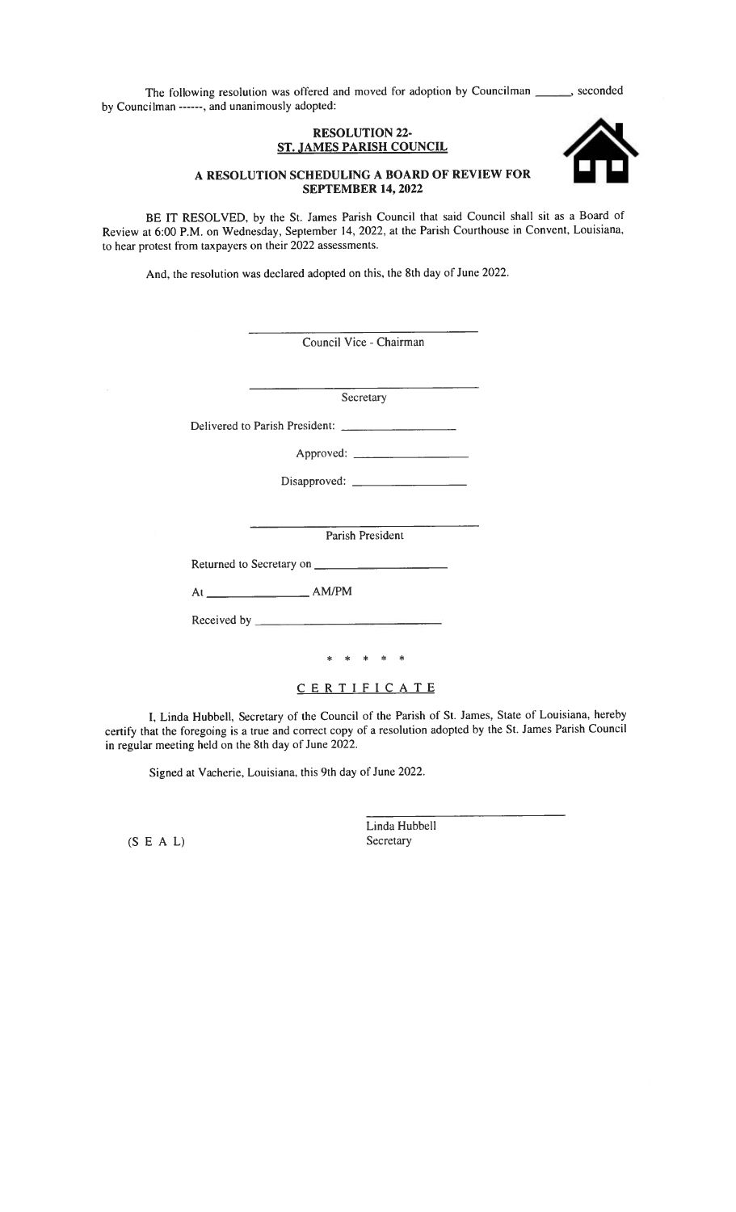The following resolution was offered and moved for adoption by Councilman ______, seconded by Councilman ------, and unanimously adopted:

**RESOLUTION 22-**
**ST. JAMES PARISH COUNCIL**

**A RESOLUTION SCHEDULING A BOARD OF REVIEW FOR SEPTEMBER 14, 2022**

BE IT RESOLVED, by the St. James Parish Council that said Council shall sit as a Board of Review at 6:00 P.M. on Wednesday, September 14, 2022, at the Parish Courthouse in Convent, Louisiana, to hear protest from taxpayers on their 2022 assessments.

And, the resolution was declared adopted on this, the 8th day of June 2022.

______________________________
Council Vice - Chairman

______________________________
Secretary

Delivered to Parish President: ____________________

Approved: ____________________

Disapproved: ____________________

______________________________
Parish President

Returned to Secretary on ____________________

At ______________ AM/PM

Received by ____________________

\* \* \* \* \*

C E R T I F I C A T E

I, Linda Hubbell, Secretary of the Council of the Parish of St. James, State of Louisiana, hereby certify that the foregoing is a true and correct copy of a resolution adopted by the St. James Parish Council in regular meeting held on the 8th day of June 2022.

Signed at Vacherie, Louisiana, this 9th day of June 2022.

______________________________
Linda Hubbell
Secretary

(S E A L)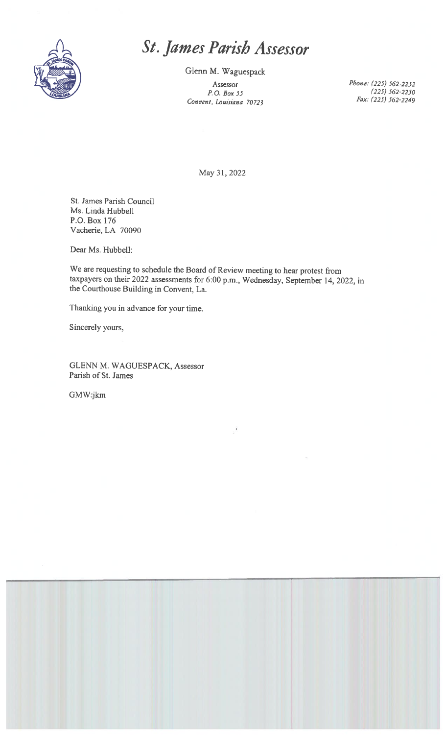# *St. James Parish Assessor*

Glenn M. Waguespack

Assessor
*P.O. Box 55*
*Convent, Louisiana 70723*

*Phone: (225) 562-2252*
*(225) 562-2250*
*Fax: (225) 562-2249*

May 31, 2022

St. James Parish Council
Ms. Linda Hubbell
P.O. Box 176
Vacherie, LA 70090

Dear Ms. Hubbell:

We are requesting to schedule the Board of Review meeting to hear protest from taxpayers on their 2022 assessments for 6:00 p.m., Wednesday, September 14, 2022, in the Courthouse Building in Convent, La.

Thanking you in advance for your time.

Sincerely yours,

GLENN M. WAGUESPACK, Assessor
Parish of St. James

GMW:jkm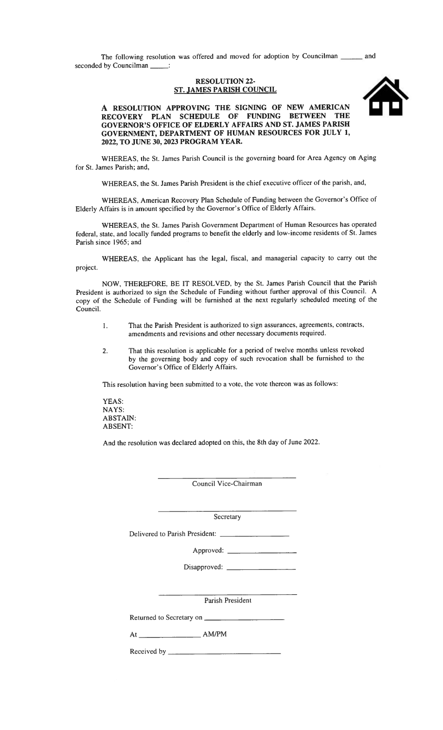The following resolution was offered and moved for adoption by Councilman ______ and seconded by Councilman _____:

**RESOLUTION 22-**
**ST. JAMES PARISH COUNCIL**

**A RESOLUTION APPROVING THE SIGNING OF NEW AMERICAN RECOVERY PLAN SCHEDULE OF FUNDING BETWEEN THE GOVERNOR'S OFFICE OF ELDERLY AFFAIRS AND ST. JAMES PARISH GOVERNMENT, DEPARTMENT OF HUMAN RESOURCES FOR JULY 1, 2022, TO JUNE 30, 2023 PROGRAM YEAR.**

WHEREAS, the St. James Parish Council is the governing board for Area Agency on Aging for St. James Parish; and,

WHEREAS, the St. James Parish President is the chief executive officer of the parish, and,

WHEREAS, American Recovery Plan Schedule of Funding between the Governor's Office of Elderly Affairs is in amount specified by the Governor's Office of Elderly Affairs.

WHEREAS, the St. James Parish Government Department of Human Resources has operated federal, state, and locally funded programs to benefit the elderly and low-income residents of St. James Parish since 1965; and

WHEREAS, the Applicant has the legal, fiscal, and managerial capacity to carry out the project.

NOW, THEREFORE, BE IT RESOLVED, by the St. James Parish Council that the Parish President is authorized to sign the Schedule of Funding without further approval of this Council. A copy of the Schedule of Funding will be furnished at the next regularly scheduled meeting of the Council.

1. That the Parish President is authorized to sign assurances, agreements, contracts, amendments and revisions and other necessary documents required.

2. That this resolution is applicable for a period of twelve months unless revoked by the governing body and copy of such revocation shall be furnished to the Governor's Office of Elderly Affairs.

This resolution having been submitted to a vote, the vote thereon was as follows:

YEAS:
NAYS:
ABSTAIN:
ABSENT:

And the resolution was declared adopted on this, the 8th day of June 2022.

______________________________
Council Vice-Chairman

______________________________
Secretary

Delivered to Parish President: ________________

Approved: ________________

Disapproved: ________________

______________________________
Parish President

Returned to Secretary on ____________________

At _______________ AM/PM

Received by ____________________________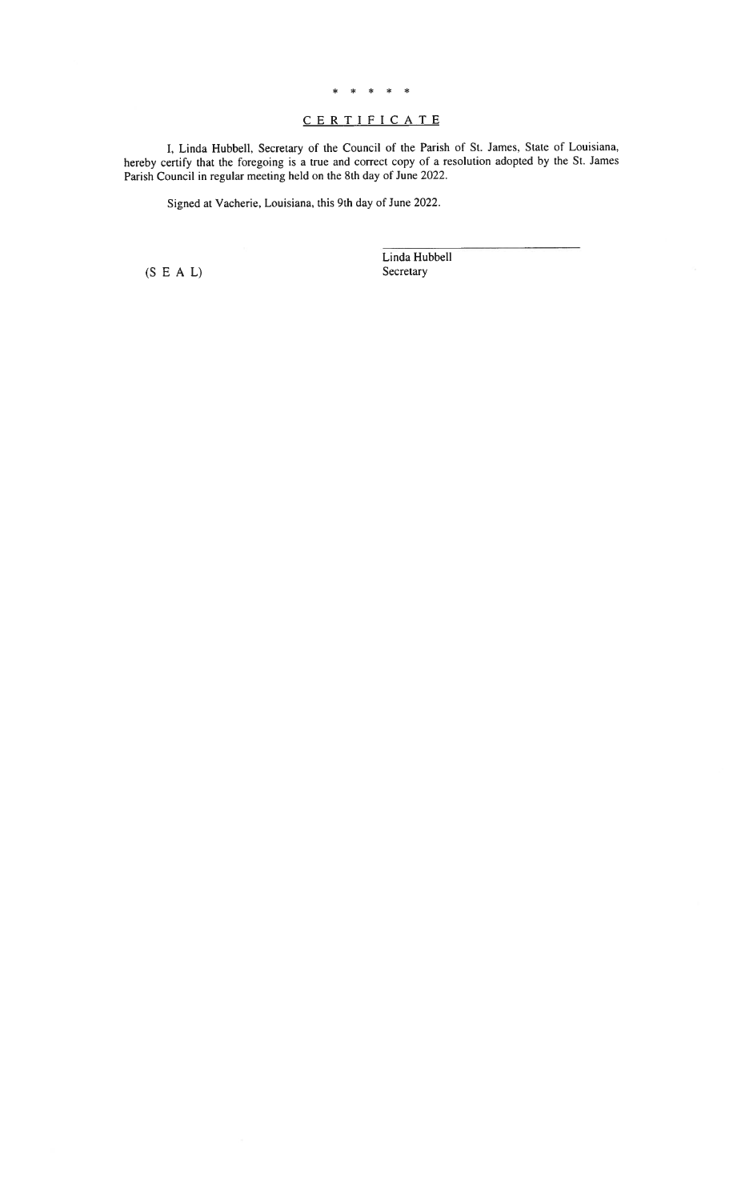\* \* \* \* \*

## CERTIFICATE

I, Linda Hubbell, Secretary of the Council of the Parish of St. James, State of Louisiana, hereby certify that the foregoing is a true and correct copy of a resolution adopted by the St. James Parish Council in regular meeting held on the 8th day of June 2022.

Signed at Vacherie, Louisiana, this 9th day of June 2022.

\_\_\_\_\_\_\_\_\_\_\_\_\_\_\_\_\_\_\_\_\_\_\_\_\_\_\_\_\_\_

Linda Hubbell
Secretary

(S E A L)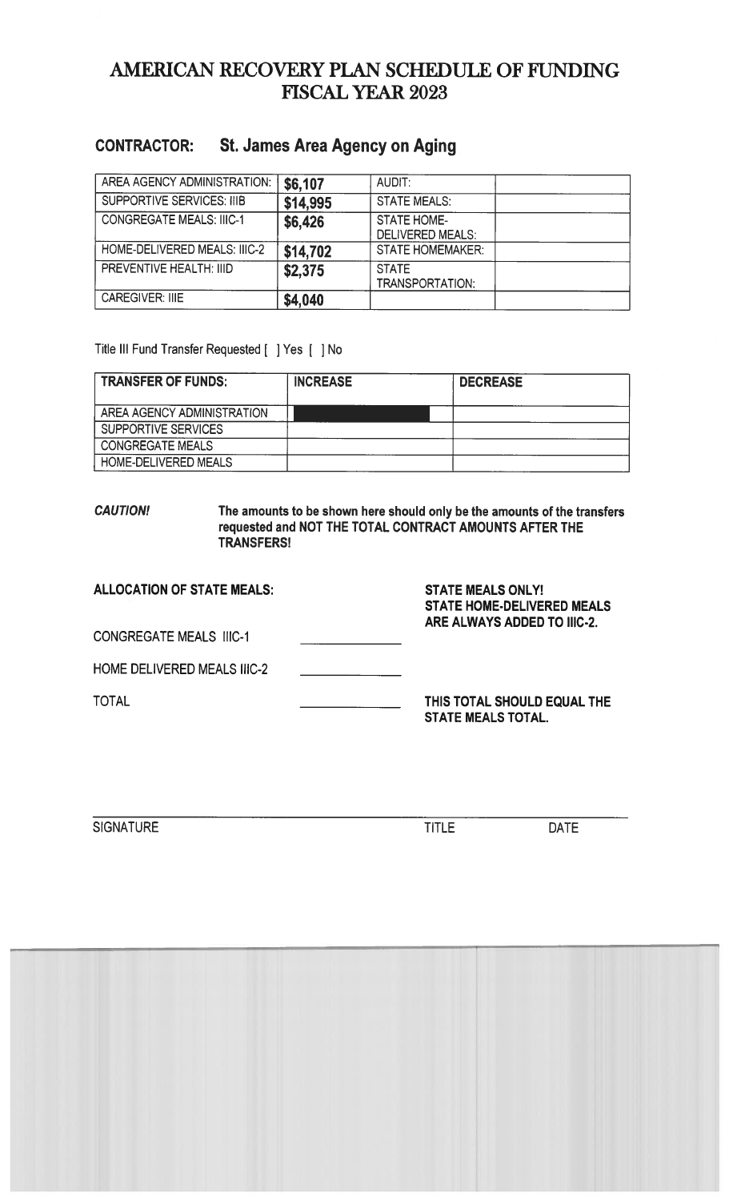# AMERICAN RECOVERY PLAN SCHEDULE OF FUNDING FISCAL YEAR 2023

## CONTRACTOR: St. James Area Agency on Aging

| | | | |
|---|---|---|---|
| AREA AGENCY ADMINISTRATION: | **$6,107** | AUDIT: | |
| SUPPORTIVE SERVICES: IIIB | **$14,995** | STATE MEALS: | |
| CONGREGATE MEALS: IIIC-1 | **$6,426** | STATE HOME-DELIVERED MEALS: | |
| HOME-DELIVERED MEALS: IIIC-2 | **$14,702** | STATE HOMEMAKER: | |
| PREVENTIVE HEALTH: IIID | **$2,375** | STATE TRANSPORTATION: | |
| CAREGIVER: IIIE | **$4,040** | | |

Title III Fund Transfer Requested [ ] Yes [ ] No

| TRANSFER OF FUNDS: | INCREASE | DECREASE |
|---|---|---|
| AREA AGENCY ADMINISTRATION | | |
| SUPPORTIVE SERVICES | | |
| CONGREGATE MEALS | | |
| HOME-DELIVERED MEALS | | |

***CAUTION!*** **The amounts to be shown here should only be the amounts of the transfers requested and NOT THE TOTAL CONTRACT AMOUNTS AFTER THE TRANSFERS!**

**ALLOCATION OF STATE MEALS:**

**STATE MEALS ONLY! STATE HOME-DELIVERED MEALS ARE ALWAYS ADDED TO IIIC-2.**

CONGREGATE MEALS IIIC-1 \_\_\_\_\_\_\_\_\_\_

HOME DELIVERED MEALS IIIC-2 \_\_\_\_\_\_\_\_\_\_

TOTAL \_\_\_\_\_\_\_\_\_\_

**THIS TOTAL SHOULD EQUAL THE STATE MEALS TOTAL.**

SIGNATURE TITLE DATE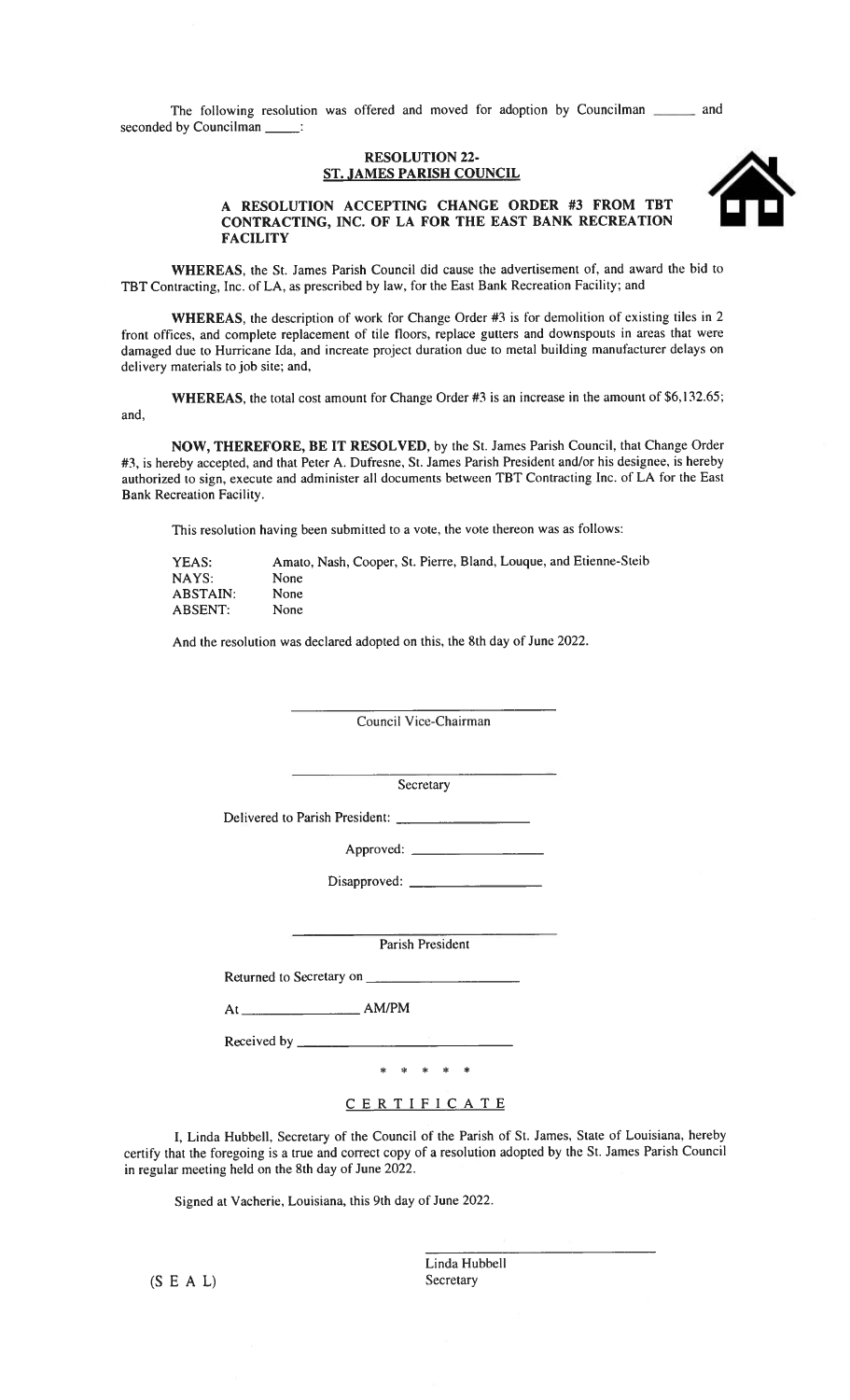The following resolution was offered and moved for adoption by Councilman \_\_\_\_\_\_ and seconded by Councilman \_\_\_\_\_:

**RESOLUTION 22-**
**ST. JAMES PARISH COUNCIL**

**A RESOLUTION ACCEPTING CHANGE ORDER #3 FROM TBT CONTRACTING, INC. OF LA FOR THE EAST BANK RECREATION FACILITY**

**WHEREAS**, the St. James Parish Council did cause the advertisement of, and award the bid to TBT Contracting, Inc. of LA, as prescribed by law, for the East Bank Recreation Facility; and

**WHEREAS**, the description of work for Change Order #3 is for demolition of existing tiles in 2 front offices, and complete replacement of tile floors, replace gutters and downspouts in areas that were damaged due to Hurricane Ida, and increate project duration due to metal building manufacturer delays on delivery materials to job site; and,

**WHEREAS**, the total cost amount for Change Order #3 is an increase in the amount of $6,132.65; and,

**NOW, THEREFORE, BE IT RESOLVED**, by the St. James Parish Council, that Change Order #3, is hereby accepted, and that Peter A. Dufresne, St. James Parish President and/or his designee, is hereby authorized to sign, execute and administer all documents between TBT Contracting Inc. of LA for the East Bank Recreation Facility.

This resolution having been submitted to a vote, the vote thereon was as follows:

YEAS: Amato, Nash, Cooper, St. Pierre, Bland, Louque, and Etienne-Steib
NAYS: None
ABSTAIN: None
ABSENT: None

And the resolution was declared adopted on this, the 8th day of June 2022.

\_\_\_\_\_\_\_\_\_\_\_\_\_\_\_\_\_\_\_\_\_\_\_\_\_\_\_\_
Council Vice-Chairman

\_\_\_\_\_\_\_\_\_\_\_\_\_\_\_\_\_\_\_\_\_\_\_\_\_\_\_\_
Secretary

Delivered to Parish President: \_\_\_\_\_\_\_\_\_\_\_\_\_\_\_\_

Approved: \_\_\_\_\_\_\_\_\_\_\_\_\_\_\_\_

Disapproved: \_\_\_\_\_\_\_\_\_\_\_\_\_\_\_\_

\_\_\_\_\_\_\_\_\_\_\_\_\_\_\_\_\_\_\_\_\_\_\_\_\_\_\_\_
Parish President

Returned to Secretary on \_\_\_\_\_\_\_\_\_\_\_\_\_\_\_\_

At \_\_\_\_\_\_\_\_\_\_\_\_ AM/PM

Received by \_\_\_\_\_\_\_\_\_\_\_\_\_\_\_\_\_\_\_\_\_\_

\* \* \* \* \*

C E R T I F I C A T E

I, Linda Hubbell, Secretary of the Council of the Parish of St. James, State of Louisiana, hereby certify that the foregoing is a true and correct copy of a resolution adopted by the St. James Parish Council in regular meeting held on the 8th day of June 2022.

Signed at Vacherie, Louisiana, this 9th day of June 2022.

\_\_\_\_\_\_\_\_\_\_\_\_\_\_\_\_\_\_\_\_\_\_\_\_\_\_\_\_
Linda Hubbell
Secretary

(S E A L)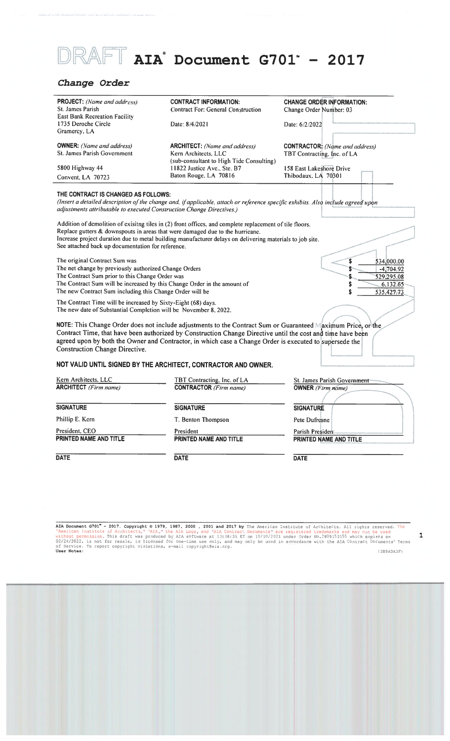DRAFT **AIA® Document G701™ – 2017**

## *Change Order*

| **PROJECT:** *(Name and address)* | **CONTRACT INFORMATION:** | **CHANGE ORDER INFORMATION:** |
|---|---|---|
| St. James Parish<br>East Bank Recreation Facility<br>1735 Deroche Circle<br>Gramercy, LA | Contract For: General Construction<br><br>Date: 8/4/2021 | Change Order Number: 03<br><br>Date: 6/2/2022 |
| **OWNER:** *(Name and address)*<br>St. James Parish Government<br><br>5800 Highway 44<br>Convent, LA 70723 | **ARCHITECT:** *(Name and address)*<br>Kern Architects, LLC<br>(sub-consultant to High Tide Consulting)<br>11822 Justice Ave., Ste. B7<br>Baton Rouge, LA 70816 | **CONTRACTOR:** *(Name and address)*<br>TBT Contracting, Inc. of LA<br><br>158 East Lakeshore Drive<br>Thibodaux, LA 70301 |

**THE CONTRACT IS CHANGED AS FOLLOWS:**
*(Insert a detailed description of the change and, if applicable, attach or reference specific exhibits. Also include agreed upon adjustments attributable to executed Construction Change Directives.)*

Addition of demolition of exisitng tiles in (2) front offices, and complete replacement of tile floors.
Replace gutters & downspouts in areas that were damaged due to the hurricane.
Increase project duration due to metal building manufacturer delays on delivering materials to job site.
See attached back up documentation for reference.

| | | |
|---|---|---|
| The original Contract Sum was | $ | 534,000.00 |
| The net change by previously authorized Change Orders | $ | -4,704.92 |
| The Contract Sum prior to this Change Order was | $ | 529,295.08 |
| The Contract Sum will be increased by this Change Order in the amount of | $ | 6,132.65 |
| The new Contract Sum including this Change Order will be | $ | 535,427.73 |

The Contract Time will be increased by Sixty-Eight (68) days.
The new date of Substantial Completion will be November 8, 2022.

**NOTE:** This Change Order does not include adjustments to the Contract Sum or Guaranteed Maximum Price, or the Contract Time, that have been authorized by Construction Change Directive until the cost and time have been agreed upon by both the Owner and Contractor, in which case a Change Order is executed to supersede the Construction Change Directive.

**NOT VALID UNTIL SIGNED BY THE ARCHITECT, CONTRACTOR AND OWNER.**

| | | |
|---|---|---|
| Kern Architects, LLC | TBT Contracting, Inc. of LA | St. James Parish Government |
| **ARCHITECT** *(Firm name)* | **CONTRACTOR** *(Firm name)* | **OWNER** *(Firm name)* |
| **SIGNATURE** | **SIGNATURE** | **SIGNATURE** |
| Phillip E. Kern<br>President, CEO | T. Benton Thompson<br>President | Pete Dufresne<br>Parish President |
| **PRINTED NAME AND TITLE** | **PRINTED NAME AND TITLE** | **PRINTED NAME AND TITLE** |
| **DATE** | **DATE** | **DATE** |

**AIA Document G701™ – 2017. Copyright © 1979, 1987, 2000, 2001 and 2017 by** The American Institute of Architects. All rights reserved. The "American Institute of Architects," "AIA," the AIA Logo, and "AIA Contract Documents" are registered trademarks and may not be used without permission. This draft was produced by AIA software at 13:08:35 ET on 10/10/2021 under Order No.2805153155 which expires on 02/24/2022, is not for resale, is licensed for one-time use only, and may only be used in accordance with the AIA Contract Documents® Terms of Service. To report copyright violations, e-mail copyright@aia.org.
**User Notes:** (3B9ADA3F)